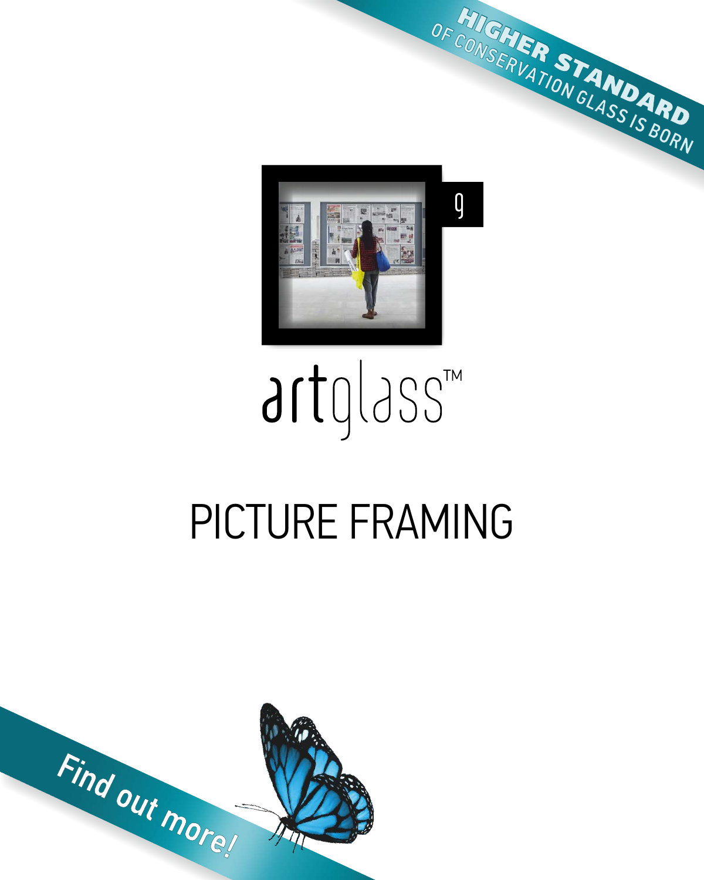**HIGHER STANDARD** OF CONSERVATION GLASS IS BORN

artglass™

# PICTURE FRAMING

Find out more!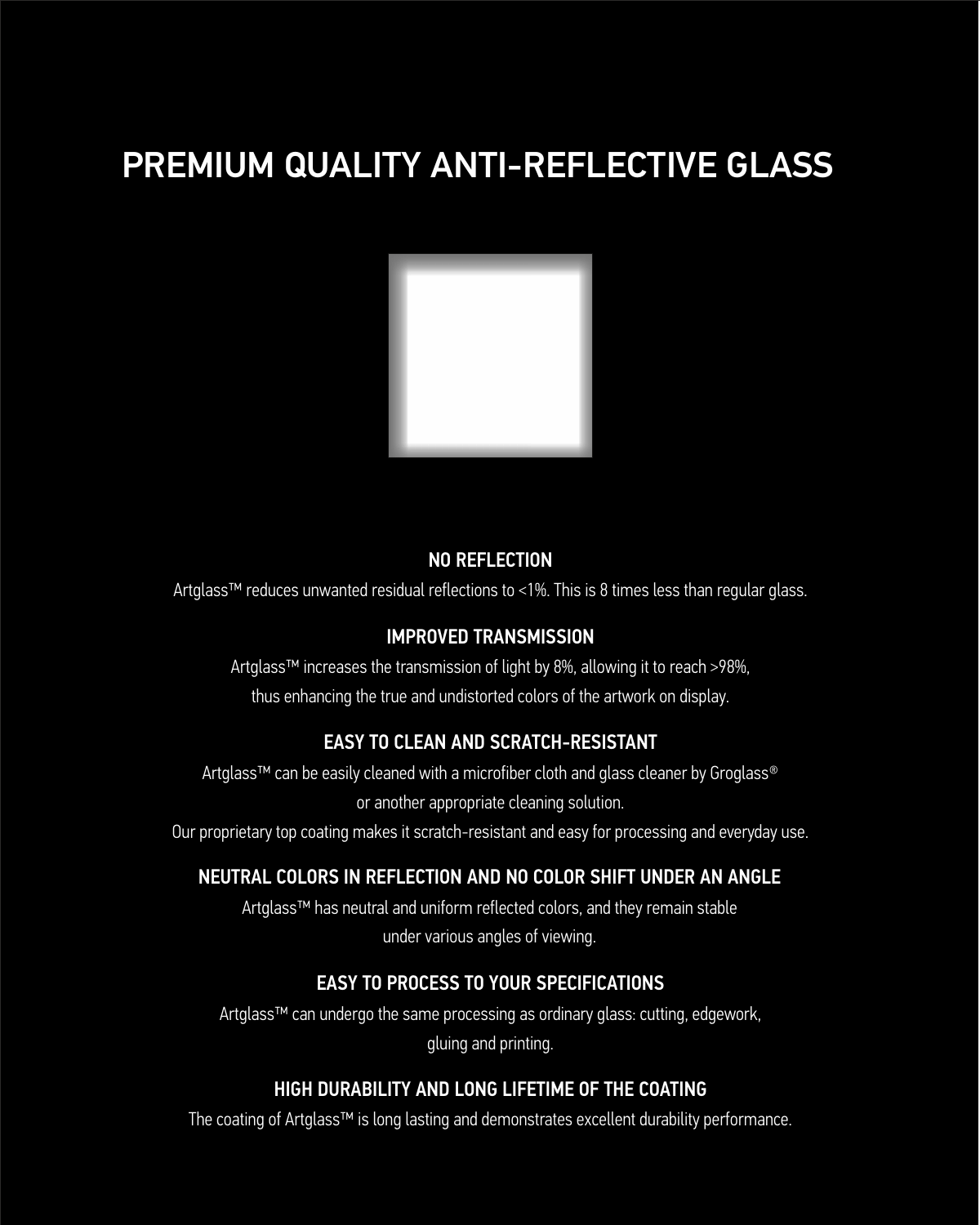# PREMIUM QUALITY ANTI-REFLECTIVE GLASS

### NO REFLECTION

Artglass™ reduces unwanted residual reflections to <1%. This is 8 times less than regular glass.

### IMPROVED TRANSMISSION

Artglass™ increases the transmission of light by 8%, allowing it to reach >98%, thus enhancing the true and undistorted colors of the artwork on display.

### EASY TO CLEAN AND SCRATCH-RESISTANT

Artglass™ can be easily cleaned with a microfiber cloth and glass cleaner by Groglass® or another appropriate cleaning solution.
Our proprietary top coating makes it scratch-resistant and easy for processing and everyday use.

### NEUTRAL COLORS IN REFLECTION AND NO COLOR SHIFT UNDER AN ANGLE

Artglass™ has neutral and uniform reflected colors, and they remain stable under various angles of viewing.

### EASY TO PROCESS TO YOUR SPECIFICATIONS

Artglass™ can undergo the same processing as ordinary glass: cutting, edgework, gluing and printing.

### HIGH DURABILITY AND LONG LIFETIME OF THE COATING

The coating of Artglass™ is long lasting and demonstrates excellent durability performance.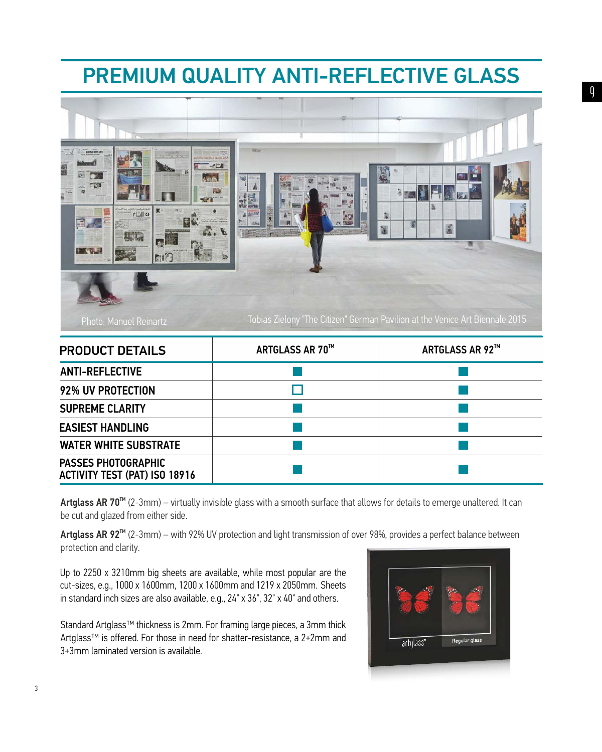# PREMIUM QUALITY ANTI-REFLECTIVE GLASS

Photo: Manuel Reinartz

Tobias Zielony "The Citizen" German Pavilion at the Venice Art Biennale 2015

| PRODUCT DETAILS | ARTGLASS AR 70™ | ARTGLASS AR 92™ |
|---|---|---|
| ANTI-REFLECTIVE | ■ | ■ |
| 92% UV PROTECTION | □ | ■ |
| SUPREME CLARITY | ■ | ■ |
| EASIEST HANDLING | ■ | ■ |
| WATER WHITE SUBSTRATE | ■ | ■ |
| PASSES PHOTOGRAPHIC ACTIVITY TEST (PAT) ISO 18916 | ■ | ■ |

**Artglass AR 70™** (2-3mm) – virtually invisible glass with a smooth surface that allows for details to emerge unaltered. It can be cut and glazed from either side.

**Artglass AR 92™** (2-3mm) – with 92% UV protection and light transmission of over 98%, provides a perfect balance between protection and clarity.

Up to 2250 x 3210mm big sheets are available, while most popular are the cut-sizes, e.g., 1000 x 1600mm, 1200 x 1600mm and 1219 x 2050mm. Sheets in standard inch sizes are also available, e.g., 24" x 36", 32" x 40" and others.

Standard Artglass™ thickness is 2mm. For framing large pieces, a 3mm thick Artglass™ is offered. For those in need for shatter-resistance, a 2+2mm and 3+3mm laminated version is available.

artglass™ Regular glass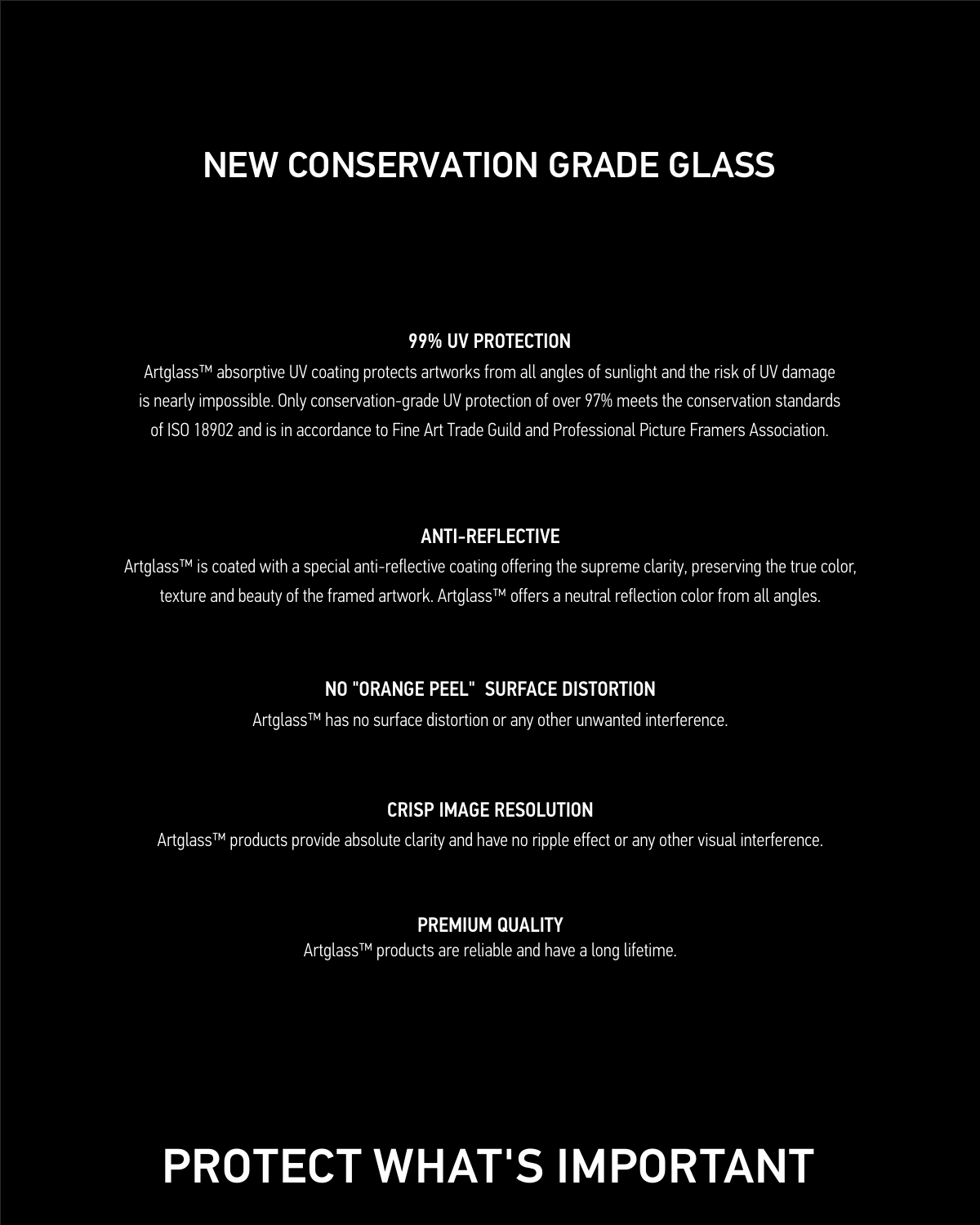# NEW CONSERVATION GRADE GLASS

### 99% UV PROTECTION

Artglass™ absorptive UV coating protects artworks from all angles of sunlight and the risk of UV damage is nearly impossible. Only conservation-grade UV protection of over 97% meets the conservation standards of ISO 18902 and is in accordance to Fine Art Trade Guild and Professional Picture Framers Association.

### ANTI-REFLECTIVE

Artglass™ is coated with a special anti-reflective coating offering the supreme clarity, preserving the true color, texture and beauty of the framed artwork. Artglass™ offers a neutral reflection color from all angles.

### NO "ORANGE PEEL"  SURFACE DISTORTION

Artglass™ has no surface distortion or any other unwanted interference.

### CRISP IMAGE RESOLUTION

Artglass™ products provide absolute clarity and have no ripple effect or any other visual interference.

### PREMIUM QUALITY

Artglass™ products are reliable and have a long lifetime.

# PROTECT WHAT'S IMPORTANT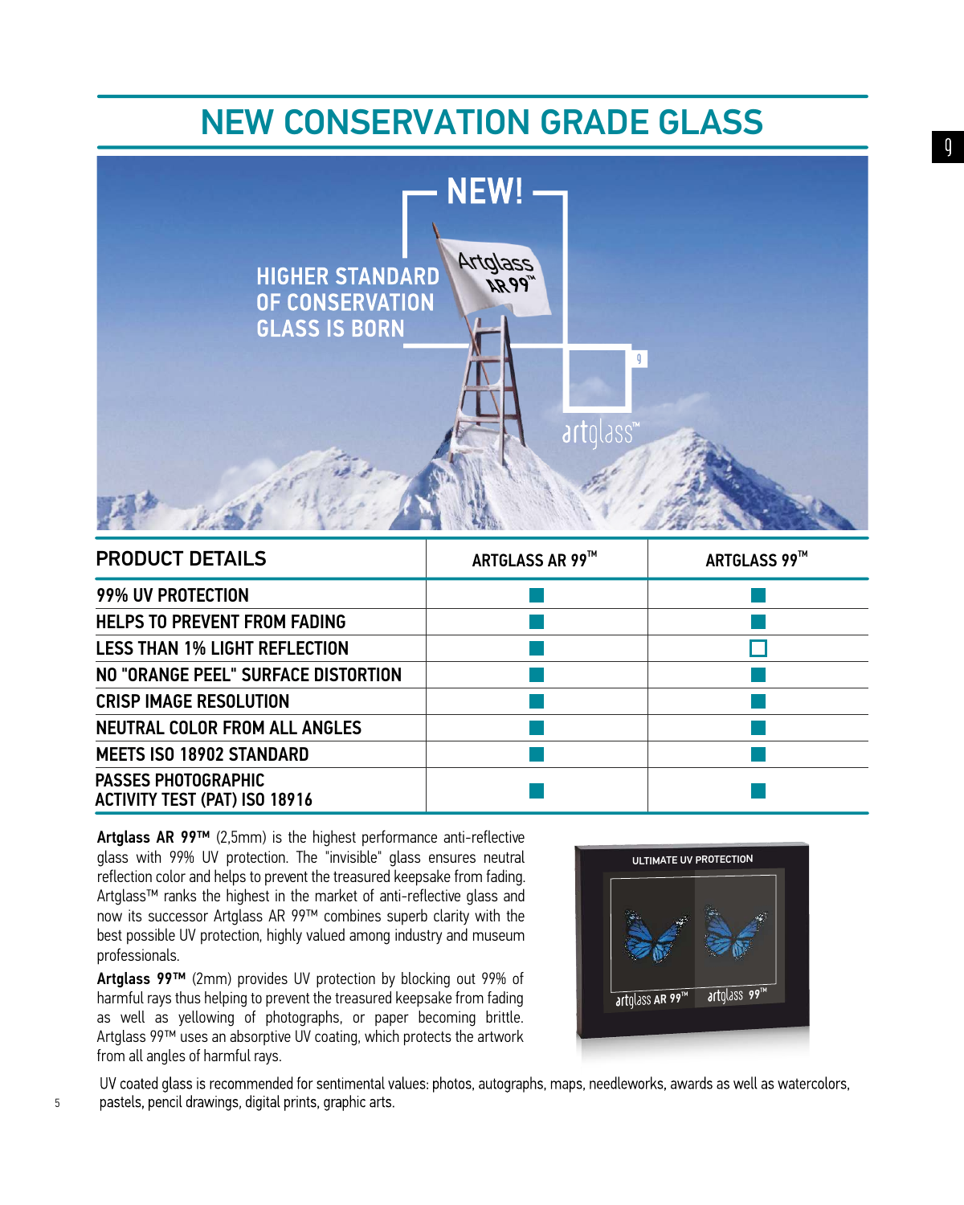# NEW CONSERVATION GRADE GLASS

| PRODUCT DETAILS | ARTGLASS AR 99™ | ARTGLASS 99™ |
|---|---|---|
| 99% UV PROTECTION | ■ | ■ |
| HELPS TO PREVENT FROM FADING | ■ | ■ |
| LESS THAN 1% LIGHT REFLECTION | ■ | □ |
| NO "ORANGE PEEL" SURFACE DISTORTION | ■ | ■ |
| CRISP IMAGE RESOLUTION | ■ | ■ |
| NEUTRAL COLOR FROM ALL ANGLES | ■ | ■ |
| MEETS ISO 18902 STANDARD | ■ | ■ |
| PASSES PHOTOGRAPHIC ACTIVITY TEST (PAT) ISO 18916 | ■ | ■ |

**Artglass AR 99™** (2,5mm) is the highest performance anti-reflective glass with 99% UV protection. The "invisible" glass ensures neutral reflection color and helps to prevent the treasured keepsake from fading. Artglass™ ranks the highest in the market of anti-reflective glass and now its successor Artglass AR 99™ combines superb clarity with the best possible UV protection, highly valued among industry and museum professionals.

**Artglass 99™** (2mm) provides UV protection by blocking out 99% of harmful rays thus helping to prevent the treasured keepsake from fading as well as yellowing of photographs, or paper becoming brittle. Artglass 99™ uses an absorptive UV coating, which protects the artwork from all angles of harmful rays.

UV coated glass is recommended for sentimental values: photos, autographs, maps, needleworks, awards as well as watercolors, pastels, pencil drawings, digital prints, graphic arts.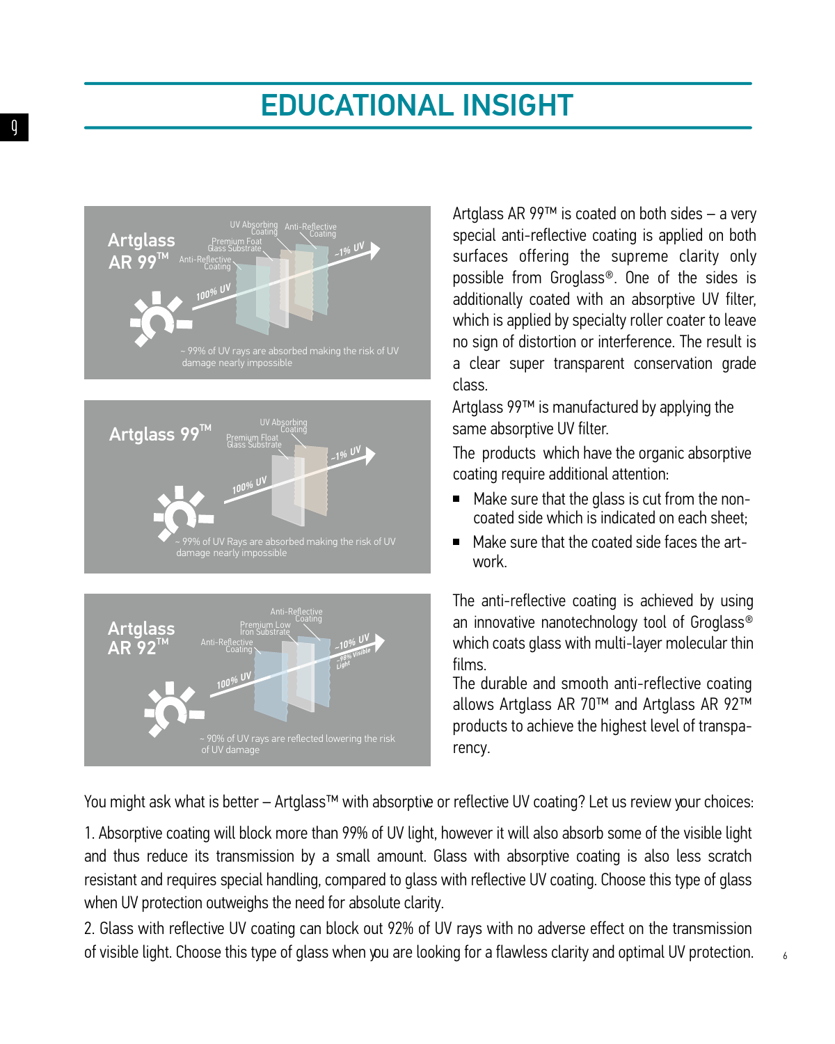# EDUCATIONAL INSIGHT

Artglass AR 99™ is coated on both sides – a very special anti-reflective coating is applied on both surfaces offering the supreme clarity only possible from Groglass®. One of the sides is additionally coated with an absorptive UV filter, which is applied by specialty roller coater to leave no sign of distortion or interference. The result is a clear super transparent conservation grade class.

Artglass 99™ is manufactured by applying the same absorptive UV filter.

The products which have the organic absorptive coating require additional attention:

- Make sure that the glass is cut from the non-coated side which is indicated on each sheet;
- Make sure that the coated side faces the art-work.

The anti-reflective coating is achieved by using an innovative nanotechnology tool of Groglass® which coats glass with multi-layer molecular thin films.

The durable and smooth anti-reflective coating allows Artglass AR 70™ and Artglass AR 92™ products to achieve the highest level of transparency.

You might ask what is better – Artglass™ with absorptive or reflective UV coating? Let us review your choices:

1. Absorptive coating will block more than 99% of UV light, however it will also absorb some of the visible light and thus reduce its transmission by a small amount. Glass with absorptive coating is also less scratch resistant and requires special handling, compared to glass with reflective UV coating. Choose this type of glass when UV protection outweighs the need for absolute clarity.

2. Glass with reflective UV coating can block out 92% of UV rays with no adverse effect on the transmission of visible light. Choose this type of glass when you are looking for a flawless clarity and optimal UV protection.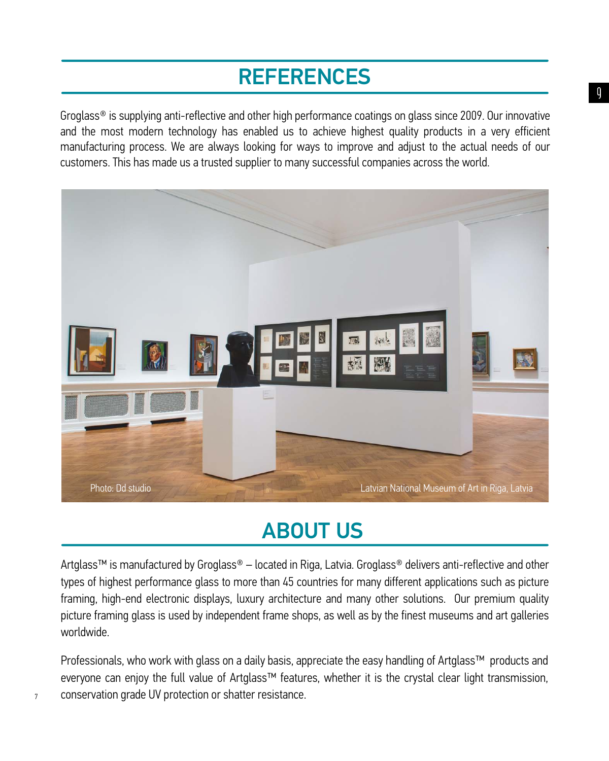# REFERENCES

Groglass® is supplying anti-reflective and other high performance coatings on glass since 2009. Our innovative and the most modern technology has enabled us to achieve highest quality products in a very efficient manufacturing process. We are always looking for ways to improve and adjust to the actual needs of our customers. This has made us a trusted supplier to many successful companies across the world.

Photo: Dd studio

Latvian National Museum of Art in Riga, Latvia

# ABOUT US

Artglass™ is manufactured by Groglass® – located in Riga, Latvia. Groglass® delivers anti-reflective and other types of highest performance glass to more than 45 countries for many different applications such as picture framing, high-end electronic displays, luxury architecture and many other solutions. Our premium quality picture framing glass is used by independent frame shops, as well as by the finest museums and art galleries worldwide.

Professionals, who work with glass on a daily basis, appreciate the easy handling of Artglass™ products and everyone can enjoy the full value of Artglass™ features, whether it is the crystal clear light transmission, conservation grade UV protection or shatter resistance.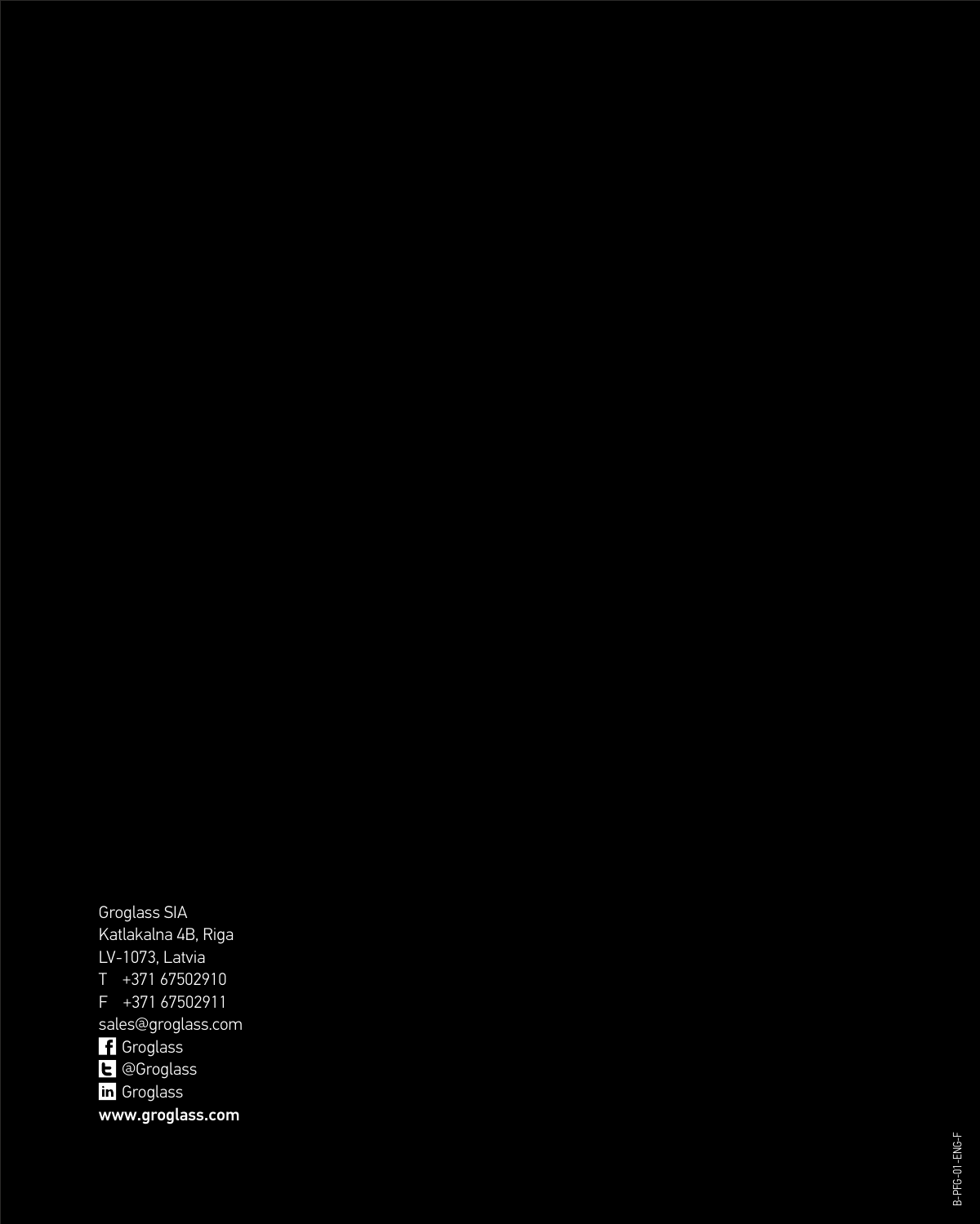Groglass SIA
Katlakalna 4B, Riga
LV-1073, Latvia
T +371 67502910
F +371 67502911
sales@groglass.com
Groglass
@Groglass
Groglass
**www.groglass.com**

B-PFG-01-ENG-F